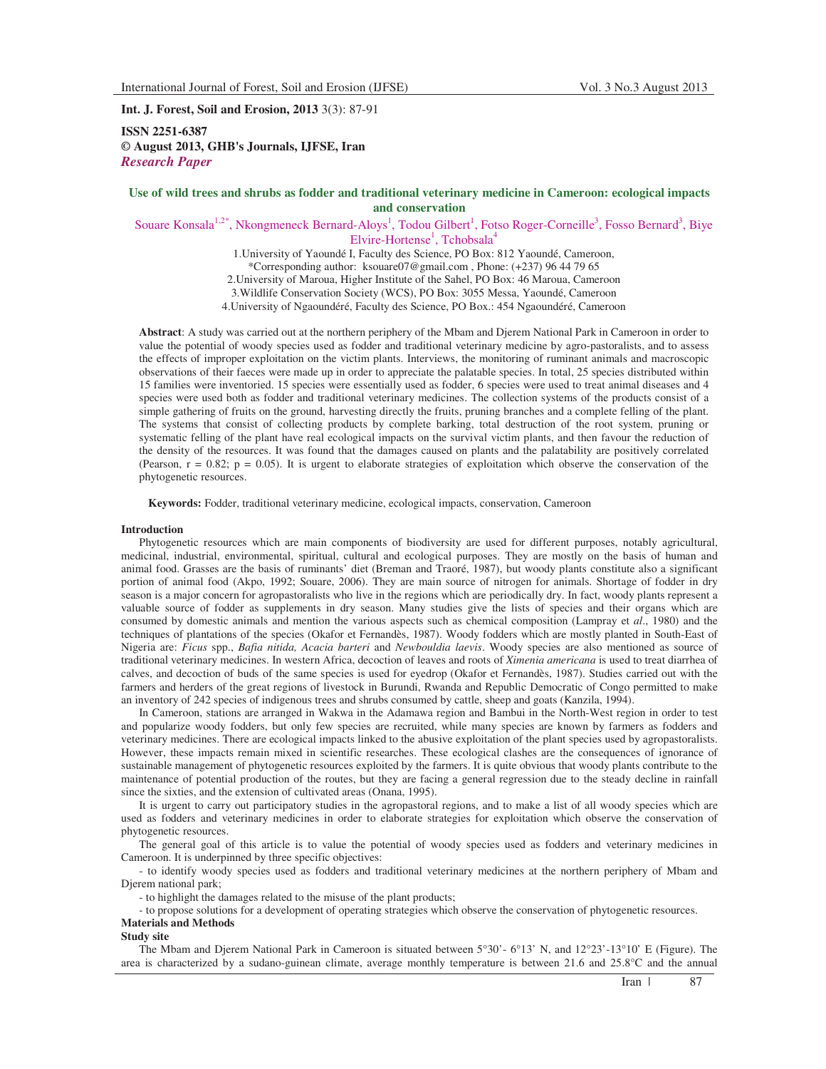**Int. J. Forest, Soil and Erosion, 2013** 3(3): 87-91

**ISSN 2251-6387**
**© August 2013, GHB's Journals, IJFSE, Iran**
*Research Paper*

# Use of wild trees and shrubs as fodder and traditional veterinary medicine in Cameroon: ecological impacts and conservation

Souare Konsala[1,2*], Nkongmeneck Bernard-Aloys[1], Todou Gilbert[1], Fotso Roger-Corneille[3], Fosso Bernard[3], Biye Elvire-Hortense[1], Tchobsala[4]

1.University of Yaoundé I, Faculty des Science, PO Box: 812 Yaoundé, Cameroon,
*Corresponding author: ksouare07@gmail.com , Phone: (+237) 96 44 79 65
2.University of Maroua, Higher Institute of the Sahel, PO Box: 46 Maroua, Cameroon
3.Wildlife Conservation Society (WCS), PO Box: 3055 Messa, Yaoundé, Cameroon
4.University of Ngaoundéré, Faculty des Science, PO Box.: 454 Ngaoundéré, Cameroon

**Abstract**: A study was carried out at the northern periphery of the Mbam and Djerem National Park in Cameroon in order to value the potential of woody species used as fodder and traditional veterinary medicine by agro-pastoralists, and to assess the effects of improper exploitation on the victim plants. Interviews, the monitoring of ruminant animals and macroscopic observations of their faeces were made up in order to appreciate the palatable species. In total, 25 species distributed within 15 families were inventoried. 15 species were essentially used as fodder, 6 species were used to treat animal diseases and 4 species were used both as fodder and traditional veterinary medicines. The collection systems of the products consist of a simple gathering of fruits on the ground, harvesting directly the fruits, pruning branches and a complete felling of the plant. The systems that consist of collecting products by complete barking, total destruction of the root system, pruning or systematic felling of the plant have real ecological impacts on the survival victim plants, and then favour the reduction of the density of the resources. It was found that the damages caused on plants and the palatability are positively correlated (Pearson, $r = 0.82$; $p = 0.05$). It is urgent to elaborate strategies of exploitation which observe the conservation of the phytogenetic resources.

**Keywords:** Fodder, traditional veterinary medicine, ecological impacts, conservation, Cameroon

## Introduction

Phytogenetic resources which are main components of biodiversity are used for different purposes, notably agricultural, medicinal, industrial, environmental, spiritual, cultural and ecological purposes. They are mostly on the basis of human and animal food. Grasses are the basis of ruminants' diet (Breman and Traoré, 1987), but woody plants constitute also a significant portion of animal food (Akpo, 1992; Souare, 2006). They are main source of nitrogen for animals. Shortage of fodder in dry season is a major concern for agropastoralists who live in the regions which are periodically dry. In fact, woody plants represent a valuable source of fodder as supplements in dry season. Many studies give the lists of species and their organs which are consumed by domestic animals and mention the various aspects such as chemical composition (Lampray et *al*., 1980) and the techniques of plantations of the species (Okafor et Fernandès, 1987). Woody fodders which are mostly planted in South-East of Nigeria are: *Ficus* spp., *Bafia nitida, Acacia barteri* and *Newbouldia laevis*. Woody species are also mentioned as source of traditional veterinary medicines. In western Africa, decoction of leaves and roots of *Ximenia americana* is used to treat diarrhea of calves, and decoction of buds of the same species is used for eyedrop (Okafor et Fernandès, 1987). Studies carried out with the farmers and herders of the great regions of livestock in Burundi, Rwanda and Republic Democratic of Congo permitted to make an inventory of 242 species of indigenous trees and shrubs consumed by cattle, sheep and goats (Kanzila, 1994).

In Cameroon, stations are arranged in Wakwa in the Adamawa region and Bambui in the North-West region in order to test and popularize woody fodders, but only few species are recruited, while many species are known by farmers as fodders and veterinary medicines. There are ecological impacts linked to the abusive exploitation of the plant species used by agropastoralists. However, these impacts remain mixed in scientific researches. These ecological clashes are the consequences of ignorance of sustainable management of phytogenetic resources exploited by the farmers. It is quite obvious that woody plants contribute to the maintenance of potential production of the routes, but they are facing a general regression due to the steady decline in rainfall since the sixties, and the extension of cultivated areas (Onana, 1995).

It is urgent to carry out participatory studies in the agropastoral regions, and to make a list of all woody species which are used as fodders and veterinary medicines in order to elaborate strategies for exploitation which observe the conservation of phytogenetic resources.

The general goal of this article is to value the potential of woody species used as fodders and veterinary medicines in Cameroon. It is underpinned by three specific objectives:

- to identify woody species used as fodders and traditional veterinary medicines at the northern periphery of Mbam and Djerem national park;
- to highlight the damages related to the misuse of the plant products;
- to propose solutions for a development of operating strategies which observe the conservation of phytogenetic resources.

## Materials and Methods

### Study site

The Mbam and Djerem National Park in Cameroon is situated between 5°30'- 6°13' N, and 12°23'-13°10' E (Figure). The area is characterized by a sudano-guinean climate, average monthly temperature is between 21.6 and 25.8°C and the annual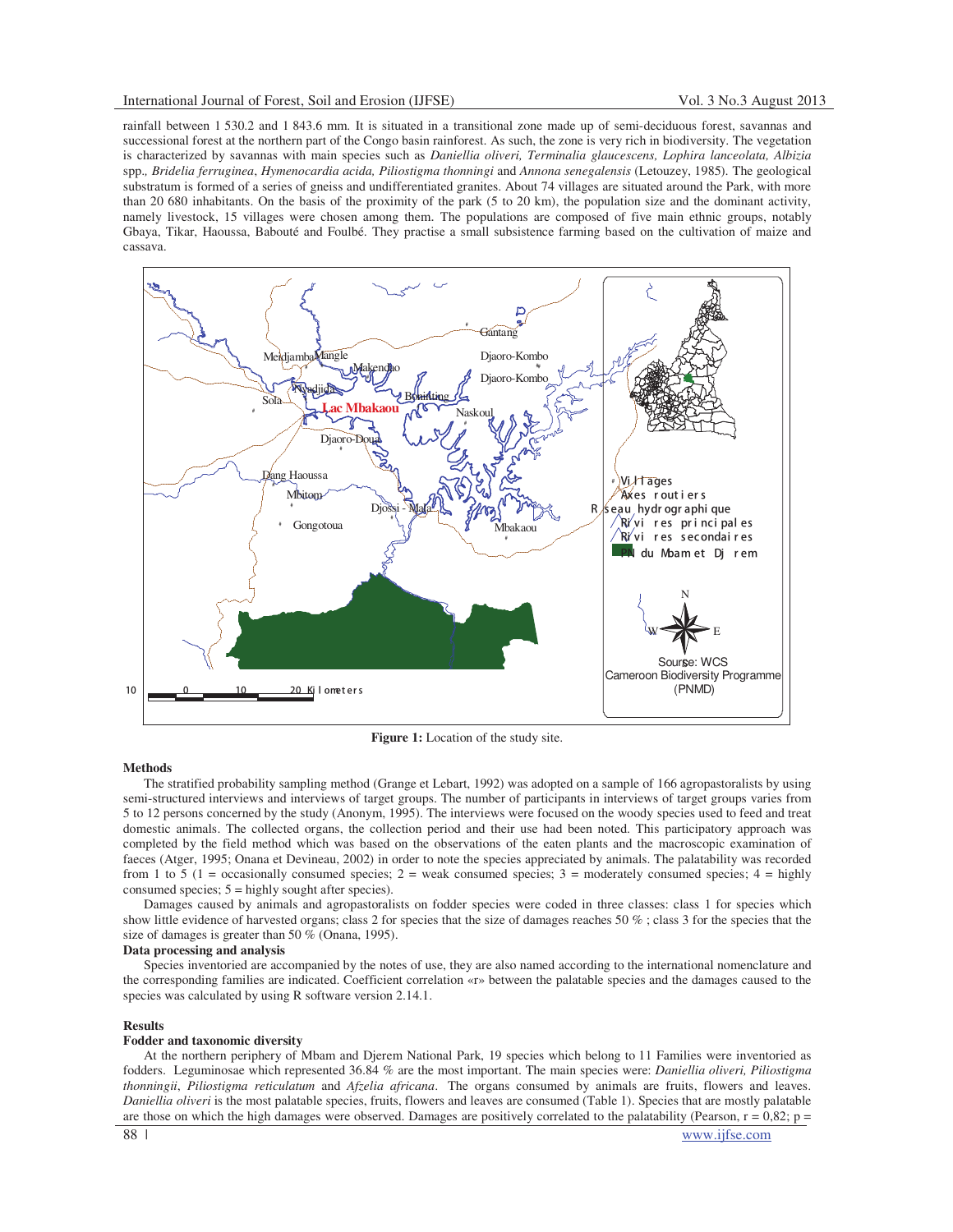rainfall between 1 530.2 and 1 843.6 mm. It is situated in a transitional zone made up of semi-deciduous forest, savannas and successional forest at the northern part of the Congo basin rainforest. As such, the zone is very rich in biodiversity. The vegetation is characterized by savannas with main species such as *Daniellia oliveri, Terminalia glaucescens, Lophira lanceolata, Albizia* spp*., Bridelia ferruginea*, *Hymenocardia acida, Piliostigma thonningi* and *Annona senegalensis* (Letouzey, 1985). The geological substratum is formed of a series of gneiss and undifferentiated granites. About 74 villages are situated around the Park, with more than 20 680 inhabitants. On the basis of the proximity of the park (5 to 20 km), the population size and the dominant activity, namely livestock, 15 villages were chosen among them. The populations are composed of five main ethnic groups, notably Gbaya, Tikar, Haoussa, Babouté and Foulbé. They practise a small subsistence farming based on the cultivation of maize and cassava.

**Figure 1:** Location of the study site.

### Methods

The stratified probability sampling method (Grange et Lebart, 1992) was adopted on a sample of 166 agropastoralists by using semi-structured interviews and interviews of target groups. The number of participants in interviews of target groups varies from 5 to 12 persons concerned by the study (Anonym, 1995). The interviews were focused on the woody species used to feed and treat domestic animals. The collected organs, the collection period and their use had been noted. This participatory approach was completed by the field method which was based on the observations of the eaten plants and the macroscopic examination of faeces (Atger, 1995; Onana et Devineau, 2002) in order to note the species appreciated by animals. The palatability was recorded from 1 to 5 (1 = occasionally consumed species; 2 = weak consumed species; 3 = moderately consumed species; 4 = highly consumed species; 5 = highly sought after species).

Damages caused by animals and agropastoralists on fodder species were coded in three classes: class 1 for species which show little evidence of harvested organs; class 2 for species that the size of damages reaches 50 % ; class 3 for the species that the size of damages is greater than 50 % (Onana, 1995).

### Data processing and analysis

Species inventoried are accompanied by the notes of use, they are also named according to the international nomenclature and the corresponding families are indicated. Coefficient correlation «r» between the palatable species and the damages caused to the species was calculated by using R software version 2.14.1.

### Results

### Fodder and taxonomic diversity

At the northern periphery of Mbam and Djerem National Park, 19 species which belong to 11 Families were inventoried as fodders. Leguminosae which represented 36.84 % are the most important. The main species were: *Daniellia oliveri, Piliostigma thonningii*, *Piliostigma reticulatum* and *Afzelia africana*. The organs consumed by animals are fruits, flowers and leaves. *Daniellia oliveri* is the most palatable species, fruits, flowers and leaves are consumed (Table 1). Species that are mostly palatable are those on which the high damages were observed. Damages are positively correlated to the palatability (Pearson, r = 0,82; p =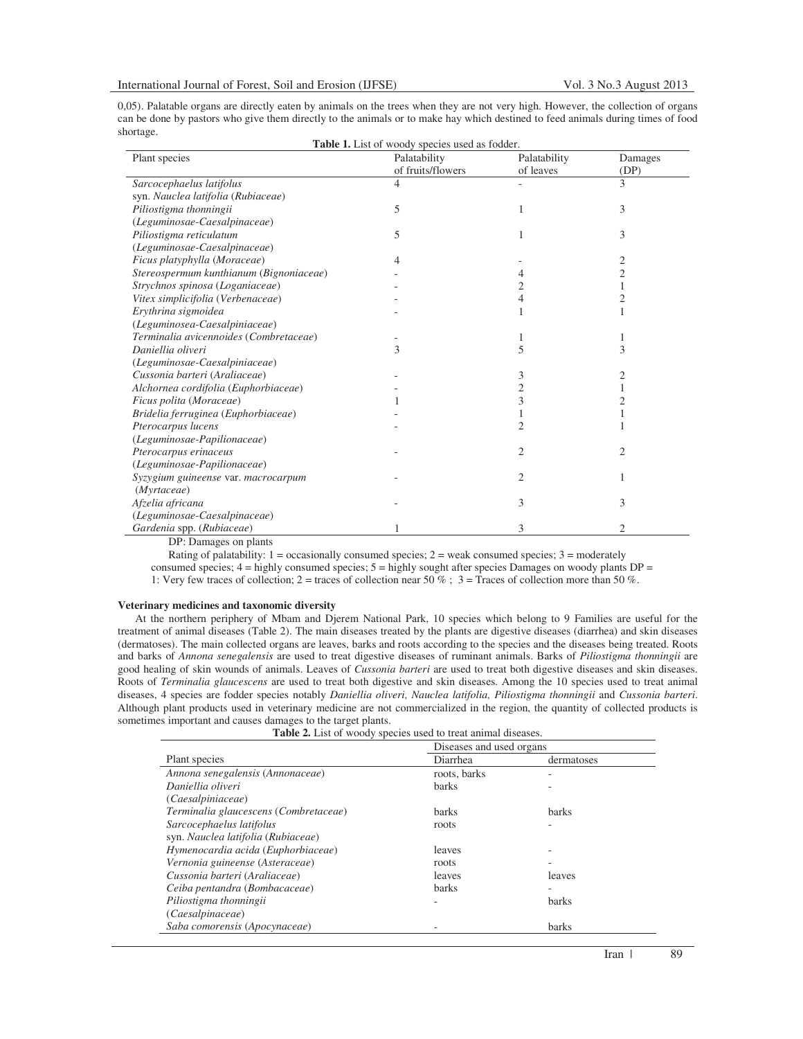0,05). Palatable organs are directly eaten by animals on the trees when they are not very high. However, the collection of organs can be done by pastors who give them directly to the animals or to make hay which destined to feed animals during times of food shortage.

**Table 1.** List of woody species used as fodder.

| Plant species | Palatability of fruits/flowers | Palatability of leaves | Damages (DP) |
|---|---|---|---|
| *Sarcocephaelus latifolus* syn. *Nauclea latifolia* (*Rubiaceae*) | 4 | - | 3 |
| *Piliostigma thonningii* (*Leguminosae-Caesalpinaceae*) | 5 | 1 | 3 |
| *Piliostigma reticulatum* (*Leguminosae-Caesalpinaceae*) | 5 | 1 | 3 |
| *Ficus platyphylla* (*Moraceae*) | 4 | - | 2 |
| *Stereospermum kunthianum* (*Bignoniaceae*) | - | 4 | 2 |
| *Strychnos spinosa* (*Loganiaceae*) | - | 2 | 1 |
| *Vitex simplicifolia* (*Verbenaceae*) | - | 4 | 2 |
| *Erythrina sigmoidea* (*Leguminosea-Caesalpiniaceae*) | - | 1 | 1 |
| *Terminalia avicennoides* (*Combretaceae*) | - | 1 | 1 |
| *Daniellia oliveri* (*Leguminosae-Caesalpiniaceae*) | 3 | 5 | 3 |
| *Cussonia barteri* (*Araliaceae*) | - | 3 | 2 |
| *Alchornea cordifolia* (*Euphorbiaceae*) | - | 2 | 1 |
| *Ficus polita* (*Moraceae*) | 1 | 3 | 2 |
| *Bridelia ferruginea* (*Euphorbiaceae*) | - | 1 | 1 |
| *Pterocarpus lucens* (*Leguminosae-Papilionaceae*) | - | 2 | 1 |
| *Pterocarpus erinaceus* (*Leguminosae-Papilionaceae*) | - | 2 | 2 |
| *Syzygium guineense* var. *macrocarpum* (*Myrtaceae*) | - | 2 | 1 |
| *Afzelia africana* (*Leguminosae-Caesalpinaceae*) | - | 3 | 3 |
| *Gardenia* spp. (*Rubiaceae*) | 1 | 3 | 2 |

DP: Damages on plants

Rating of palatability: 1 = occasionally consumed species; 2 = weak consumed species; 3 = moderately consumed species; 4 = highly consumed species; 5 = highly sought after species Damages on woody plants DP = 1: Very few traces of collection; 2 = traces of collection near 50 % ; 3 = Traces of collection more than 50 %.

**Veterinary medicines and taxonomic diversity**

At the northern periphery of Mbam and Djerem National Park, 10 species which belong to 9 Families are useful for the treatment of animal diseases (Table 2). The main diseases treated by the plants are digestive diseases (diarrhea) and skin diseases (dermatoses). The main collected organs are leaves, barks and roots according to the species and the diseases being treated. Roots and barks of *Annona senegalensis* are used to treat digestive diseases of ruminant animals. Barks of *Piliostigma thonningii* are good healing of skin wounds of animals. Leaves of *Cussonia barteri* are used to treat both digestive diseases and skin diseases. Roots of *Terminalia glaucescens* are used to treat both digestive and skin diseases. Among the 10 species used to treat animal diseases, 4 species are fodder species notably *Daniellia oliveri, Nauclea latifolia, Piliostigma thonningii* and *Cussonia barteri*. Although plant products used in veterinary medicine are not commercialized in the region, the quantity of collected products is sometimes important and causes damages to the target plants.

**Table 2.** List of woody species used to treat animal diseases.

| Plant species | Diseases and used organs | |
|---|---|---|
| | Diarrhea | dermatoses |
| *Annona senegalensis* (*Annonaceae*) | roots, barks | - |
| *Daniellia oliveri* (*Caesalpiniaceae*) | barks | - |
| *Terminalia glaucescens* (*Combretaceae*) | barks | barks |
| *Sarcocephaelus latifolus* syn. *Nauclea latifolia* (*Rubiaceae*) | roots | - |
| *Hymenocardia acida* (*Euphorbiaceae*) | leaves | - |
| *Vernonia guineense* (*Asteraceae*) | roots | - |
| *Cussonia barteri* (*Araliaceae*) | leaves | leaves |
| *Ceiba pentandra* (*Bombacaceae*) | barks | - |
| *Piliostigma thonningii* (*Caesalpinaceae*) | - | barks |
| *Saba comorensis* (*Apocynaceae*) | - | barks |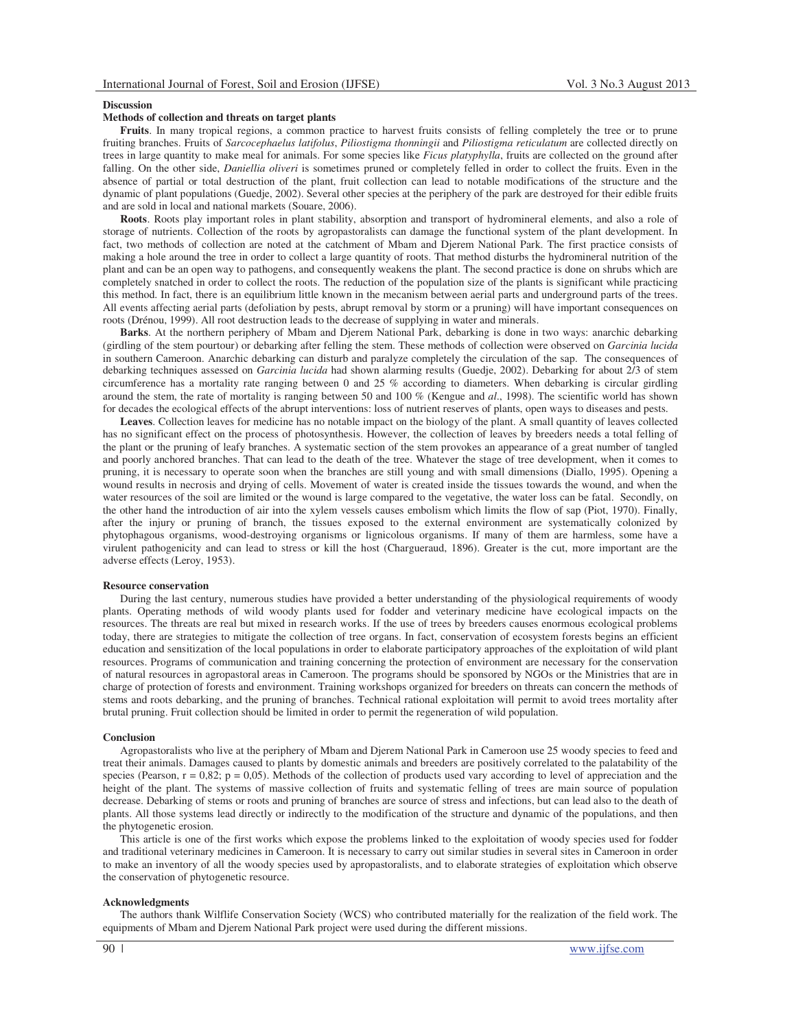## Discussion

### Methods of collection and threats on target plants

**Fruits**. In many tropical regions, a common practice to harvest fruits consists of felling completely the tree or to prune fruiting branches. Fruits of *Sarcocephaelus latifolus*, *Piliostigma thonningii* and *Piliostigma reticulatum* are collected directly on trees in large quantity to make meal for animals. For some species like *Ficus platyphylla*, fruits are collected on the ground after falling. On the other side, *Daniellia oliveri* is sometimes pruned or completely felled in order to collect the fruits. Even in the absence of partial or total destruction of the plant, fruit collection can lead to notable modifications of the structure and the dynamic of plant populations (Guedje, 2002). Several other species at the periphery of the park are destroyed for their edible fruits and are sold in local and national markets (Souare, 2006).

**Roots**. Roots play important roles in plant stability, absorption and transport of hydromineral elements, and also a role of storage of nutrients. Collection of the roots by agropastoralists can damage the functional system of the plant development. In fact, two methods of collection are noted at the catchment of Mbam and Djerem National Park. The first practice consists of making a hole around the tree in order to collect a large quantity of roots. That method disturbs the hydromineral nutrition of the plant and can be an open way to pathogens, and consequently weakens the plant. The second practice is done on shrubs which are completely snatched in order to collect the roots. The reduction of the population size of the plants is significant while practicing this method. In fact, there is an equilibrium little known in the mecanism between aerial parts and underground parts of the trees. All events affecting aerial parts (defoliation by pests, abrupt removal by storm or a pruning) will have important consequences on roots (Drénou, 1999). All root destruction leads to the decrease of supplying in water and minerals.

**Barks**. At the northern periphery of Mbam and Djerem National Park, debarking is done in two ways: anarchic debarking (girdling of the stem pourtour) or debarking after felling the stem. These methods of collection were observed on *Garcinia lucida* in southern Cameroon. Anarchic debarking can disturb and paralyze completely the circulation of the sap. The consequences of debarking techniques assessed on *Garcinia lucida* had shown alarming results (Guedje, 2002). Debarking for about 2/3 of stem circumference has a mortality rate ranging between 0 and 25 % according to diameters. When debarking is circular girdling around the stem, the rate of mortality is ranging between 50 and 100 % (Kengue and *al*., 1998). The scientific world has shown for decades the ecological effects of the abrupt interventions: loss of nutrient reserves of plants, open ways to diseases and pests.

**Leaves**. Collection leaves for medicine has no notable impact on the biology of the plant. A small quantity of leaves collected has no significant effect on the process of photosynthesis. However, the collection of leaves by breeders needs a total felling of the plant or the pruning of leafy branches. A systematic section of the stem provokes an appearance of a great number of tangled and poorly anchored branches. That can lead to the death of the tree. Whatever the stage of tree development, when it comes to pruning, it is necessary to operate soon when the branches are still young and with small dimensions (Diallo, 1995). Opening a wound results in necrosis and drying of cells. Movement of water is created inside the tissues towards the wound, and when the water resources of the soil are limited or the wound is large compared to the vegetative, the water loss can be fatal. Secondly, on the other hand the introduction of air into the xylem vessels causes embolism which limits the flow of sap (Piot, 1970). Finally, after the injury or pruning of branch, the tissues exposed to the external environment are systematically colonized by phytophagous organisms, wood-destroying organisms or lignicolous organisms. If many of them are harmless, some have a virulent pathogenicity and can lead to stress or kill the host (Chargueraud, 1896). Greater is the cut, more important are the adverse effects (Leroy, 1953).

### Resource conservation

During the last century, numerous studies have provided a better understanding of the physiological requirements of woody plants. Operating methods of wild woody plants used for fodder and veterinary medicine have ecological impacts on the resources. The threats are real but mixed in research works. If the use of trees by breeders causes enormous ecological problems today, there are strategies to mitigate the collection of tree organs. In fact, conservation of ecosystem forests begins an efficient education and sensitization of the local populations in order to elaborate participatory approaches of the exploitation of wild plant resources. Programs of communication and training concerning the protection of environment are necessary for the conservation of natural resources in agropastoral areas in Cameroon. The programs should be sponsored by NGOs or the Ministries that are in charge of protection of forests and environment. Training workshops organized for breeders on threats can concern the methods of stems and roots debarking, and the pruning of branches. Technical rational exploitation will permit to avoid trees mortality after brutal pruning. Fruit collection should be limited in order to permit the regeneration of wild population.

## Conclusion

Agropastoralists who live at the periphery of Mbam and Djerem National Park in Cameroon use 25 woody species to feed and treat their animals. Damages caused to plants by domestic animals and breeders are positively correlated to the palatability of the species (Pearson, $r = 0,82$; $p = 0,05$). Methods of the collection of products used vary according to level of appreciation and the height of the plant. The systems of massive collection of fruits and systematic felling of trees are main source of population decrease. Debarking of stems or roots and pruning of branches are source of stress and infections, but can lead also to the death of plants. All those systems lead directly or indirectly to the modification of the structure and dynamic of the populations, and then the phytogenetic erosion.

This article is one of the first works which expose the problems linked to the exploitation of woody species used for fodder and traditional veterinary medicines in Cameroon. It is necessary to carry out similar studies in several sites in Cameroon in order to make an inventory of all the woody species used by apropastoralists, and to elaborate strategies of exploitation which observe the conservation of phytogenetic resource.

## Acknowledgments

The authors thank Wilflife Conservation Society (WCS) who contributed materially for the realization of the field work. The equipments of Mbam and Djerem National Park project were used during the different missions.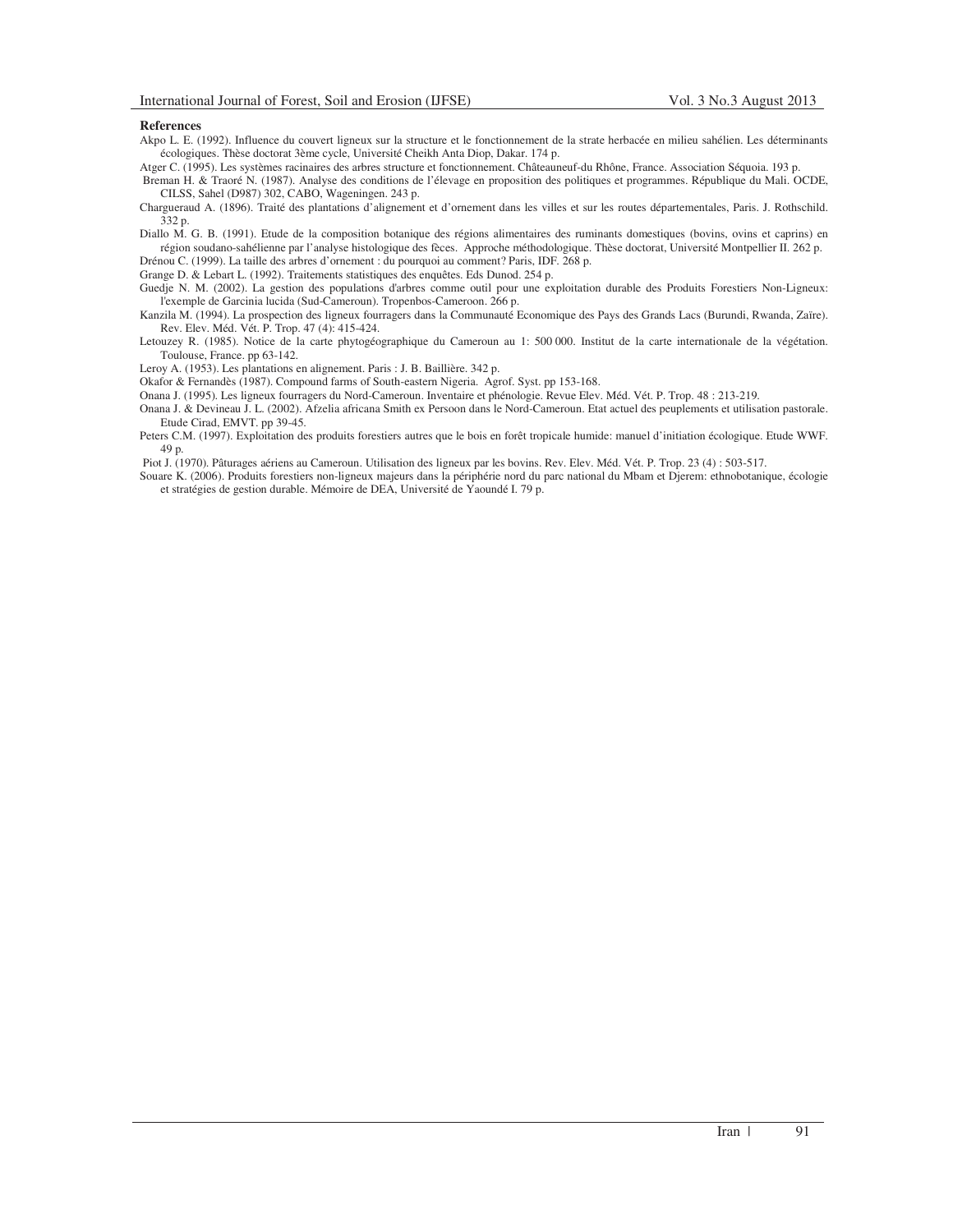**References**

Akpo L. E. (1992). Influence du couvert ligneux sur la structure et le fonctionnement de la strate herbacée en milieu sahélien. Les déterminants écologiques. Thèse doctorat 3ème cycle, Université Cheikh Anta Diop, Dakar. 174 p.

Atger C. (1995). Les systèmes racinaires des arbres structure et fonctionnement. Châteauneuf-du Rhône, France. Association Séquoia. 193 p.

Breman H. & Traoré N. (1987). Analyse des conditions de l'élevage en proposition des politiques et programmes. République du Mali. OCDE, CILSS, Sahel (D987) 302, CABO, Wageningen. 243 p.

Chargueraud A. (1896). Traité des plantations d'alignement et d'ornement dans les villes et sur les routes départementales, Paris. J. Rothschild. 332 p.

Diallo M. G. B. (1991). Etude de la composition botanique des régions alimentaires des ruminants domestiques (bovins, ovins et caprins) en région soudano-sahélienne par l'analyse histologique des fèces. Approche méthodologique. Thèse doctorat, Université Montpellier II. 262 p.

Drénou C. (1999). La taille des arbres d'ornement : du pourquoi au comment? Paris, IDF. 268 p.

Grange D. & Lebart L. (1992). Traitements statistiques des enquêtes. Eds Dunod. 254 p.

Guedje N. M. (2002). La gestion des populations d'arbres comme outil pour une exploitation durable des Produits Forestiers Non-Ligneux: l'exemple de Garcinia lucida (Sud-Cameroun). Tropenbos-Cameroon. 266 p.

Kanzila M. (1994). La prospection des ligneux fourragers dans la Communauté Economique des Pays des Grands Lacs (Burundi, Rwanda, Zaïre). Rev. Elev. Méd. Vét. P. Trop. 47 (4): 415-424.

Letouzey R. (1985). Notice de la carte phytogéographique du Cameroun au 1: 500 000. Institut de la carte internationale de la végétation. Toulouse, France. pp 63-142.

Leroy A. (1953). Les plantations en alignement. Paris : J. B. Baillière. 342 p.

Okafor & Fernandès (1987). Compound farms of South-eastern Nigeria. Agrof. Syst. pp 153-168.

Onana J. (1995). Les ligneux fourragers du Nord-Cameroun. Inventaire et phénologie. Revue Elev. Méd. Vét. P. Trop. 48 : 213-219.

Onana J. & Devineau J. L. (2002). Afzelia africana Smith ex Persoon dans le Nord-Cameroun. Etat actuel des peuplements et utilisation pastorale. Etude Cirad, EMVT. pp 39-45.

Peters C.M. (1997). Exploitation des produits forestiers autres que le bois en forêt tropicale humide: manuel d'initiation écologique. Etude WWF. 49 p.

Piot J. (1970). Pâturages aériens au Cameroun. Utilisation des ligneux par les bovins. Rev. Elev. Méd. Vét. P. Trop. 23 (4) : 503-517.

Souare K. (2006). Produits forestiers non-ligneux majeurs dans la périphérie nord du parc national du Mbam et Djerem: ethnobotanique, écologie et stratégies de gestion durable. Mémoire de DEA, Université de Yaoundé I. 79 p.